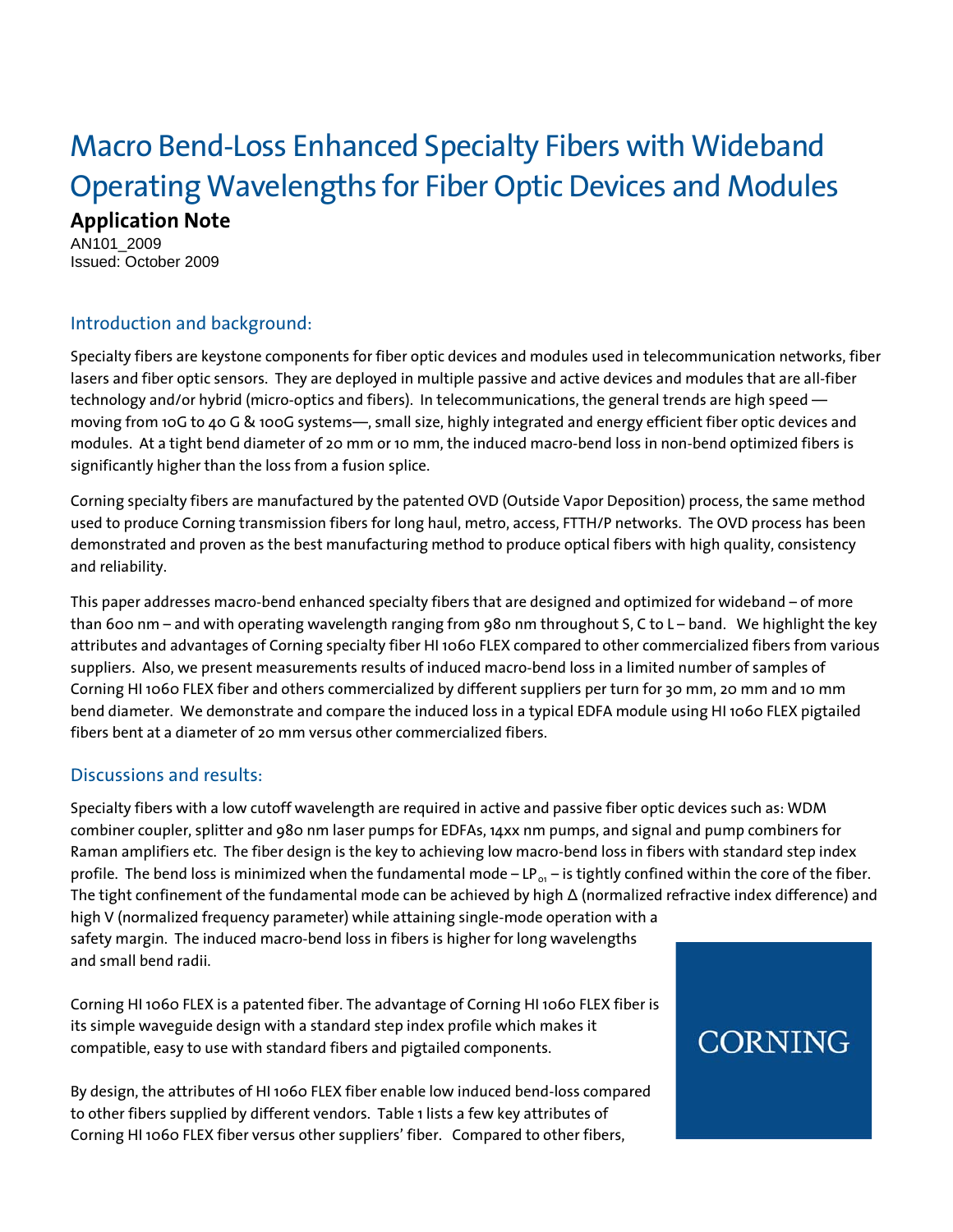# Macro Bend-Loss Enhanced Specialty Fibers with Wideband Operating Wavelengths for Fiber Optic Devices and Modules

**Application Note**

AN101_2009
Issued: October 2009

## Introduction and background:

Specialty fibers are keystone components for fiber optic devices and modules used in telecommunication networks, fiber lasers and fiber optic sensors. They are deployed in multiple passive and active devices and modules that are all-fiber technology and/or hybrid (micro-optics and fibers). In telecommunications, the general trends are high speed — moving from 10G to 40 G & 100G systems—, small size, highly integrated and energy efficient fiber optic devices and modules. At a tight bend diameter of 20 mm or 10 mm, the induced macro-bend loss in non-bend optimized fibers is significantly higher than the loss from a fusion splice.

Corning specialty fibers are manufactured by the patented OVD (Outside Vapor Deposition) process, the same method used to produce Corning transmission fibers for long haul, metro, access, FTTH/P networks. The OVD process has been demonstrated and proven as the best manufacturing method to produce optical fibers with high quality, consistency and reliability.

This paper addresses macro-bend enhanced specialty fibers that are designed and optimized for wideband – of more than 600 nm – and with operating wavelength ranging from 980 nm throughout S, C to L – band. We highlight the key attributes and advantages of Corning specialty fiber HI 1060 FLEX compared to other commercialized fibers from various suppliers. Also, we present measurements results of induced macro-bend loss in a limited number of samples of Corning HI 1060 FLEX fiber and others commercialized by different suppliers per turn for 30 mm, 20 mm and 10 mm bend diameter. We demonstrate and compare the induced loss in a typical EDFA module using HI 1060 FLEX pigtailed fibers bent at a diameter of 20 mm versus other commercialized fibers.

## Discussions and results:

Specialty fibers with a low cutoff wavelength are required in active and passive fiber optic devices such as: WDM combiner coupler, splitter and 980 nm laser pumps for EDFAs, 14xx nm pumps, and signal and pump combiners for Raman amplifiers etc. The fiber design is the key to achieving low macro-bend loss in fibers with standard step index profile. The bend loss is minimized when the fundamental mode – $LP_{01}$ – is tightly confined within the core of the fiber. The tight confinement of the fundamental mode can be achieved by high $\Delta$ (normalized refractive index difference) and high V (normalized frequency parameter) while attaining single-mode operation with a safety margin. The induced macro-bend loss in fibers is higher for long wavelengths and small bend radii.

Corning HI 1060 FLEX is a patented fiber. The advantage of Corning HI 1060 FLEX fiber is its simple waveguide design with a standard step index profile which makes it compatible, easy to use with standard fibers and pigtailed components.

By design, the attributes of HI 1060 FLEX fiber enable low induced bend-loss compared to other fibers supplied by different vendors. Table 1 lists a few key attributes of Corning HI 1060 FLEX fiber versus other suppliers' fiber. Compared to other fibers,

CORNING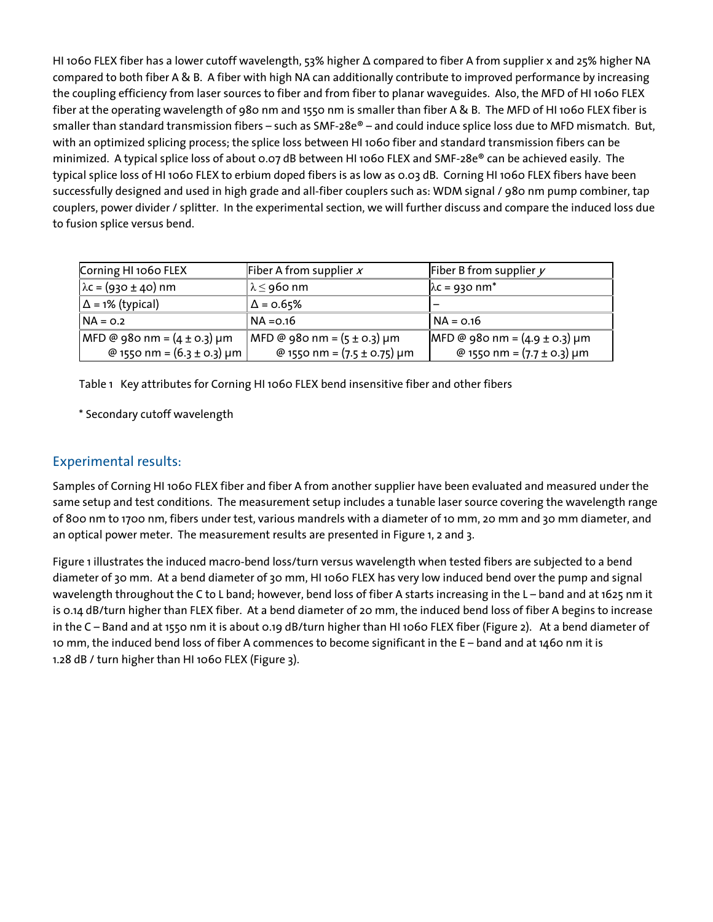HI 1060 FLEX fiber has a lower cutoff wavelength, 53% higher Δ compared to fiber A from supplier x and 25% higher NA compared to both fiber A & B. A fiber with high NA can additionally contribute to improved performance by increasing the coupling efficiency from laser sources to fiber and from fiber to planar waveguides. Also, the MFD of HI 1060 FLEX fiber at the operating wavelength of 980 nm and 1550 nm is smaller than fiber A & B. The MFD of HI 1060 FLEX fiber is smaller than standard transmission fibers – such as SMF-28e® – and could induce splice loss due to MFD mismatch. But, with an optimized splicing process; the splice loss between HI 1060 fiber and standard transmission fibers can be minimized. A typical splice loss of about 0.07 dB between HI 1060 FLEX and SMF-28e® can be achieved easily. The typical splice loss of HI 1060 FLEX to erbium doped fibers is as low as 0.03 dB. Corning HI 1060 FLEX fibers have been successfully designed and used in high grade and all-fiber couplers such as: WDM signal / 980 nm pump combiner, tap couplers, power divider / splitter. In the experimental section, we will further discuss and compare the induced loss due to fusion splice versus bend.

| Corning HI 1060 FLEX | Fiber A from supplier *x* | Fiber B from supplier *y* |
|---|---|---|
| $\lambda c$ = (930 ± 40) nm | $\lambda \leq$ 960 nm | $\lambda c$ = 930 nm* |
| Δ = 1% (typical) | Δ = 0.65% | – |
| NA = 0.2 | NA =0.16 | NA = 0.16 |
| MFD @ 980 nm = (4 ± 0.3) μm<br>@ 1550 nm = (6.3 ± 0.3) μm | MFD @ 980 nm = (5 ± 0.3) μm<br>@ 1550 nm = (7.5 ± 0.75) μm | MFD @ 980 nm = (4.9 ± 0.3) μm<br>@ 1550 nm = (7.7 ± 0.3) μm |

Table 1 Key attributes for Corning HI 1060 FLEX bend insensitive fiber and other fibers

\* Secondary cutoff wavelength

## Experimental results:

Samples of Corning HI 1060 FLEX fiber and fiber A from another supplier have been evaluated and measured under the same setup and test conditions. The measurement setup includes a tunable laser source covering the wavelength range of 800 nm to 1700 nm, fibers under test, various mandrels with a diameter of 10 mm, 20 mm and 30 mm diameter, and an optical power meter. The measurement results are presented in Figure 1, 2 and 3.

Figure 1 illustrates the induced macro-bend loss/turn versus wavelength when tested fibers are subjected to a bend diameter of 30 mm. At a bend diameter of 30 mm, HI 1060 FLEX has very low induced bend over the pump and signal wavelength throughout the C to L band; however, bend loss of fiber A starts increasing in the L – band and at 1625 nm it is 0.14 dB/turn higher than FLEX fiber. At a bend diameter of 20 mm, the induced bend loss of fiber A begins to increase in the C – Band and at 1550 nm it is about 0.19 dB/turn higher than HI 1060 FLEX fiber (Figure 2). At a bend diameter of 10 mm, the induced bend loss of fiber A commences to become significant in the E – band and at 1460 nm it is 1.28 dB / turn higher than HI 1060 FLEX (Figure 3).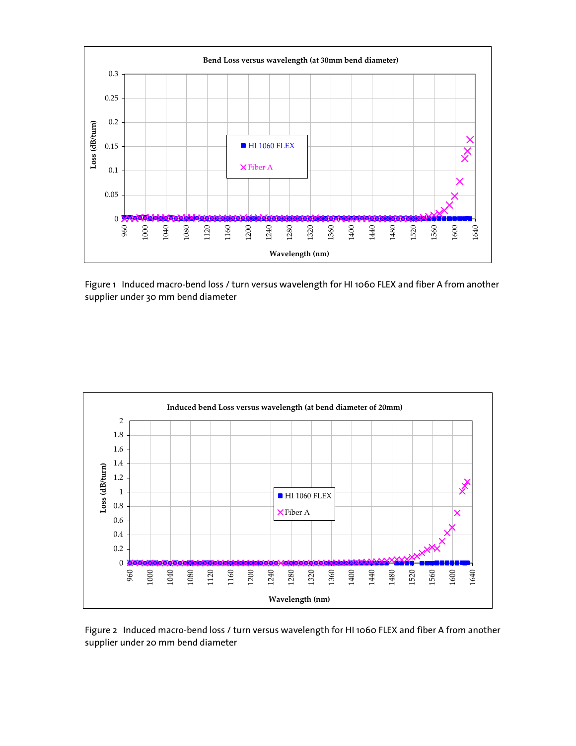Figure 1 Induced macro-bend loss / turn versus wavelength for HI 1060 FLEX and fiber A from another supplier under 30 mm bend diameter

Figure 2 Induced macro-bend loss / turn versus wavelength for HI 1060 FLEX and fiber A from another supplier under 20 mm bend diameter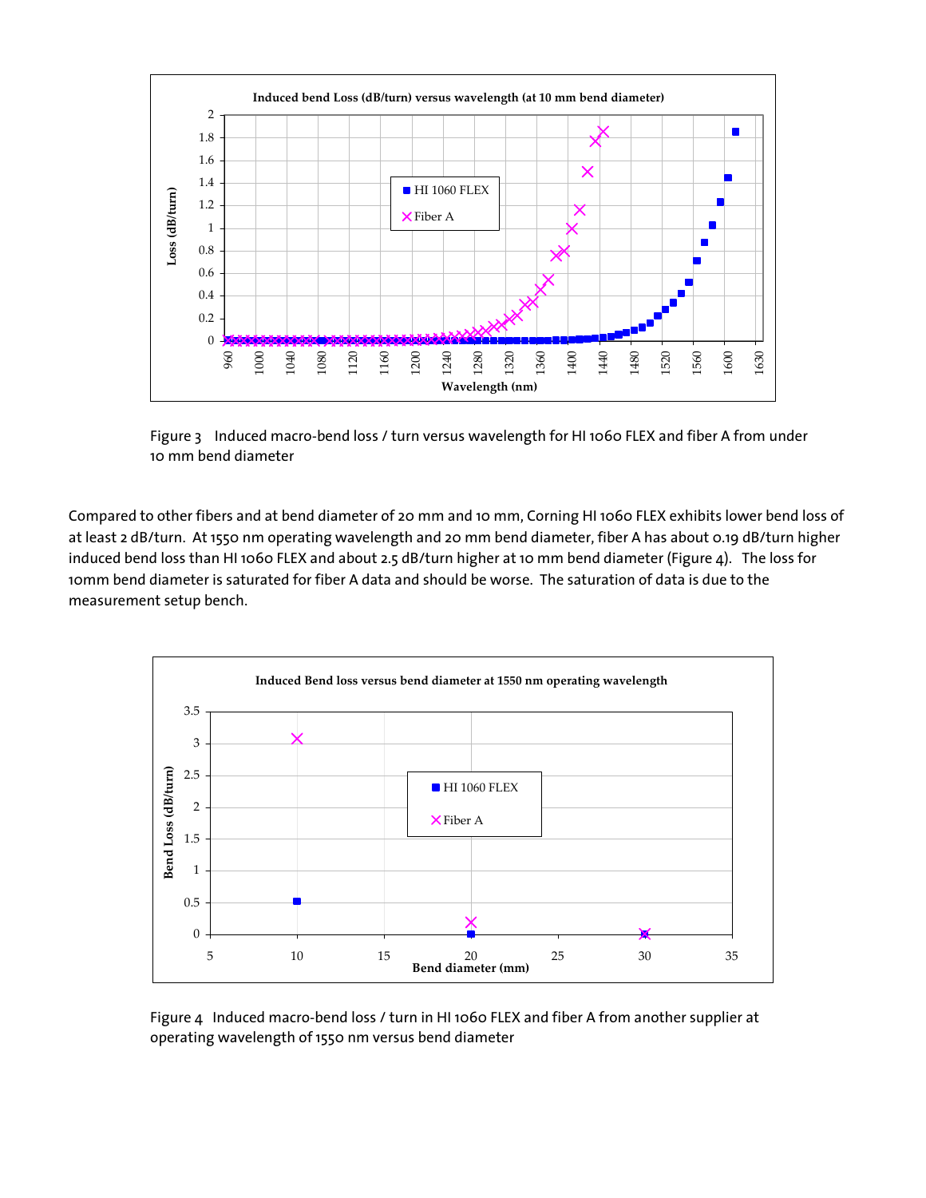Figure 3 Induced macro-bend loss / turn versus wavelength for HI 1060 FLEX and fiber A from under 10 mm bend diameter

Compared to other fibers and at bend diameter of 20 mm and 10 mm, Corning HI 1060 FLEX exhibits lower bend loss of at least 2 dB/turn. At 1550 nm operating wavelength and 20 mm bend diameter, fiber A has about 0.19 dB/turn higher induced bend loss than HI 1060 FLEX and about 2.5 dB/turn higher at 10 mm bend diameter (Figure 4). The loss for 10mm bend diameter is saturated for fiber A data and should be worse. The saturation of data is due to the measurement setup bench.

Figure 4 Induced macro-bend loss / turn in HI 1060 FLEX and fiber A from another supplier at operating wavelength of 1550 nm versus bend diameter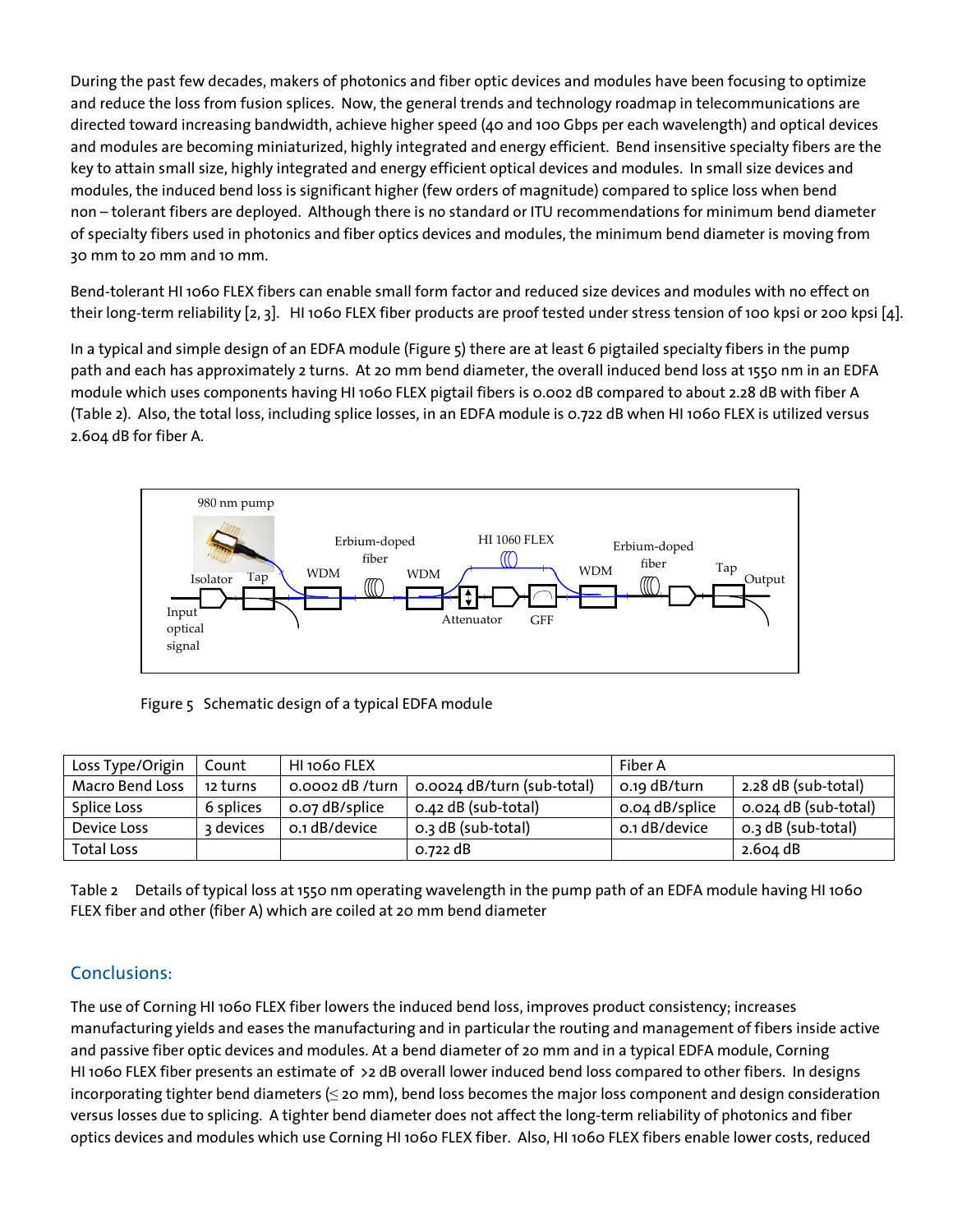During the past few decades, makers of photonics and fiber optic devices and modules have been focusing to optimize and reduce the loss from fusion splices. Now, the general trends and technology roadmap in telecommunications are directed toward increasing bandwidth, achieve higher speed (40 and 100 Gbps per each wavelength) and optical devices and modules are becoming miniaturized, highly integrated and energy efficient. Bend insensitive specialty fibers are the key to attain small size, highly integrated and energy efficient optical devices and modules. In small size devices and modules, the induced bend loss is significant higher (few orders of magnitude) compared to splice loss when bend non – tolerant fibers are deployed. Although there is no standard or ITU recommendations for minimum bend diameter of specialty fibers used in photonics and fiber optics devices and modules, the minimum bend diameter is moving from 30 mm to 20 mm and 10 mm.

Bend-tolerant HI 1060 FLEX fibers can enable small form factor and reduced size devices and modules with no effect on their long-term reliability [2, 3]. HI 1060 FLEX fiber products are proof tested under stress tension of 100 kpsi or 200 kpsi [4].

In a typical and simple design of an EDFA module (Figure 5) there are at least 6 pigtailed specialty fibers in the pump path and each has approximately 2 turns. At 20 mm bend diameter, the overall induced bend loss at 1550 nm in an EDFA module which uses components having HI 1060 FLEX pigtail fibers is 0.002 dB compared to about 2.28 dB with fiber A (Table 2). Also, the total loss, including splice losses, in an EDFA module is 0.722 dB when HI 1060 FLEX is utilized versus 2.604 dB for fiber A.

Figure 5 Schematic design of a typical EDFA module

| Loss Type/Origin | Count | HI 1060 FLEX | | Fiber A | |
|---|---|---|---|---|---|
| Macro Bend Loss | 12 turns | 0.0002 dB /turn | 0.0024 dB/turn (sub-total) | 0.19 dB/turn | 2.28 dB (sub-total) |
| Splice Loss | 6 splices | 0.07 dB/splice | 0.42 dB (sub-total) | 0.04 dB/splice | 0.024 dB (sub-total) |
| Device Loss | 3 devices | 0.1 dB/device | 0.3 dB (sub-total) | 0.1 dB/device | 0.3 dB (sub-total) |
| Total Loss | | | 0.722 dB | | 2.604 dB |

Table 2 Details of typical loss at 1550 nm operating wavelength in the pump path of an EDFA module having HI 1060 FLEX fiber and other (fiber A) which are coiled at 20 mm bend diameter

## Conclusions:

The use of Corning HI 1060 FLEX fiber lowers the induced bend loss, improves product consistency; increases manufacturing yields and eases the manufacturing and in particular the routing and management of fibers inside active and passive fiber optic devices and modules. At a bend diameter of 20 mm and in a typical EDFA module, Corning HI 1060 FLEX fiber presents an estimate of >2 dB overall lower induced bend loss compared to other fibers. In designs incorporating tighter bend diameters (≤ 20 mm), bend loss becomes the major loss component and design consideration versus losses due to splicing. A tighter bend diameter does not affect the long-term reliability of photonics and fiber optics devices and modules which use Corning HI 1060 FLEX fiber. Also, HI 1060 FLEX fibers enable lower costs, reduced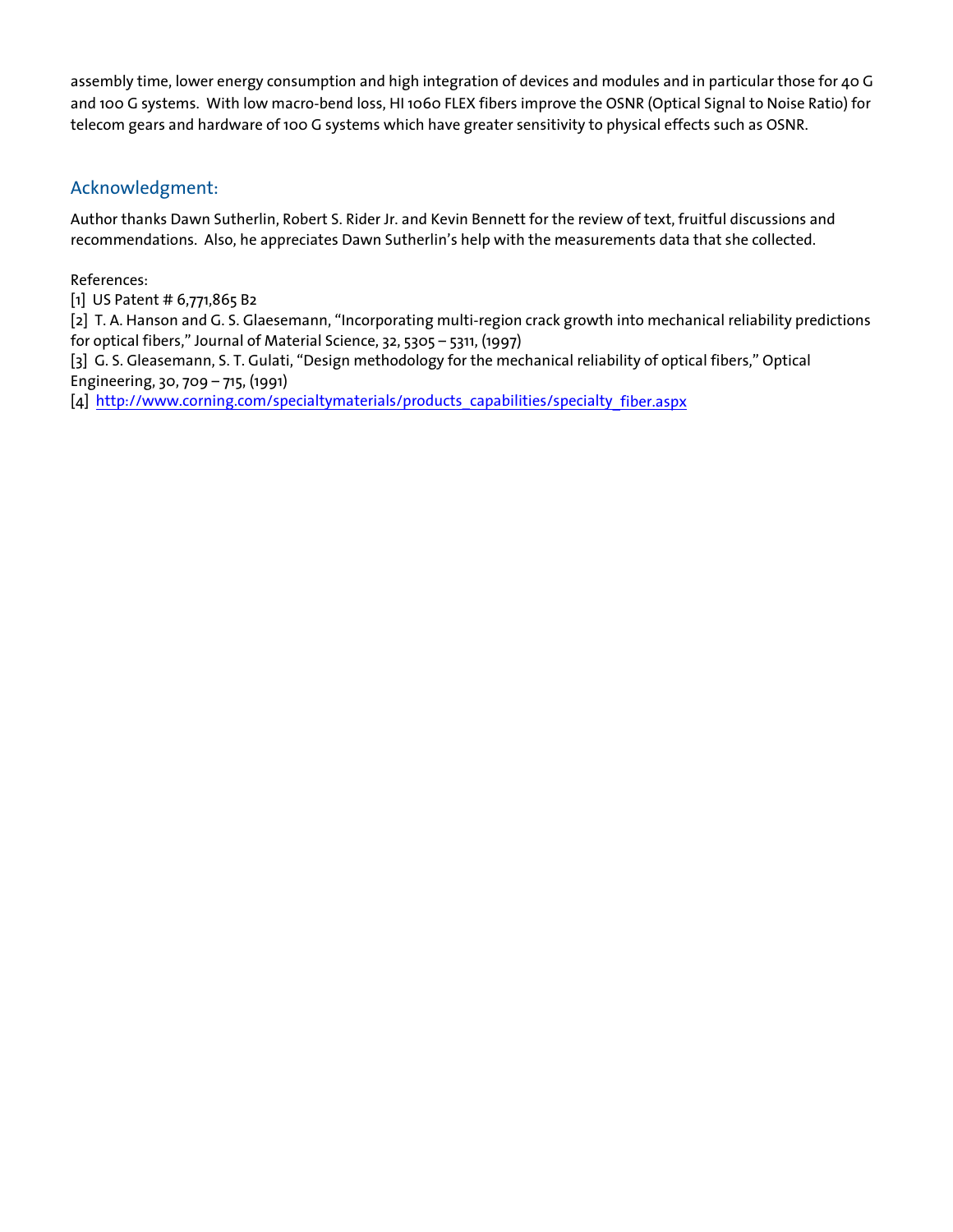assembly time, lower energy consumption and high integration of devices and modules and in particular those for 40 G and 100 G systems. With low macro-bend loss, HI 1060 FLEX fibers improve the OSNR (Optical Signal to Noise Ratio) for telecom gears and hardware of 100 G systems which have greater sensitivity to physical effects such as OSNR.

## Acknowledgment:

Author thanks Dawn Sutherlin, Robert S. Rider Jr. and Kevin Bennett for the review of text, fruitful discussions and recommendations. Also, he appreciates Dawn Sutherlin's help with the measurements data that she collected.

References:

[1] US Patent # 6,771,865 B2

[2] T. A. Hanson and G. S. Glaesemann, "Incorporating multi-region crack growth into mechanical reliability predictions for optical fibers," Journal of Material Science, 32, 5305 – 5311, (1997)

[3] G. S. Gleasemann, S. T. Gulati, "Design methodology for the mechanical reliability of optical fibers," Optical Engineering, 30, 709 – 715, (1991)

[4] http://www.corning.com/specialtymaterials/products_capabilities/specialty_fiber.aspx